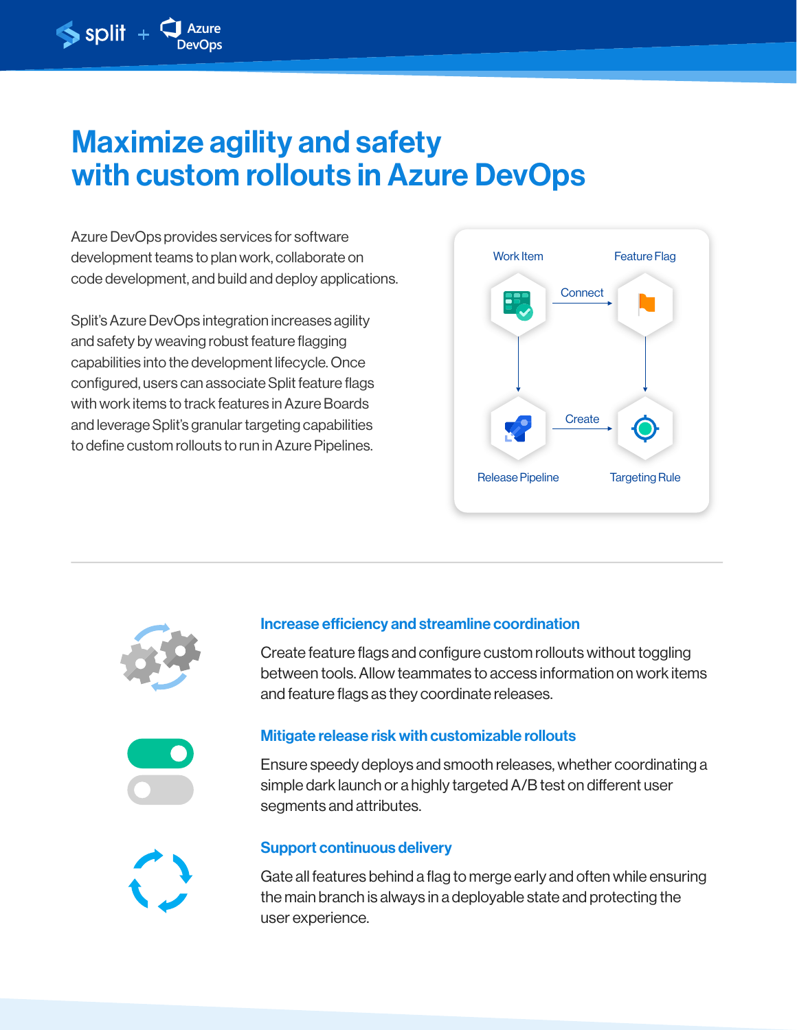# Maximize agility and safety with custom rollouts in Azure DevOps

Azure DevOps provides services for software development teams to plan work, collaborate on code development, and build and deploy applications.

Split's Azure DevOps integration increases agility and safety by weaving robust feature flagging capabilities into the development lifecycle. Once configured, users can associate Split feature flags with work items to track features in Azure Boards and leverage Split's granular targeting capabilities to define custom rollouts to run in Azure Pipelines.

Work Item → Connect → Feature Flag

Release Pipeline → Create → Targeting Rule

---

### Increase efficiency and streamline coordination

Create feature flags and configure custom rollouts without toggling between tools. Allow teammates to access information on work items and feature flags as they coordinate releases.

### Mitigate release risk with customizable rollouts

Ensure speedy deploys and smooth releases, whether coordinating a simple dark launch or a highly targeted A/B test on different user segments and attributes.

### Support continuous delivery

Gate all features behind a flag to merge early and often while ensuring the main branch is always in a deployable state and protecting the user experience.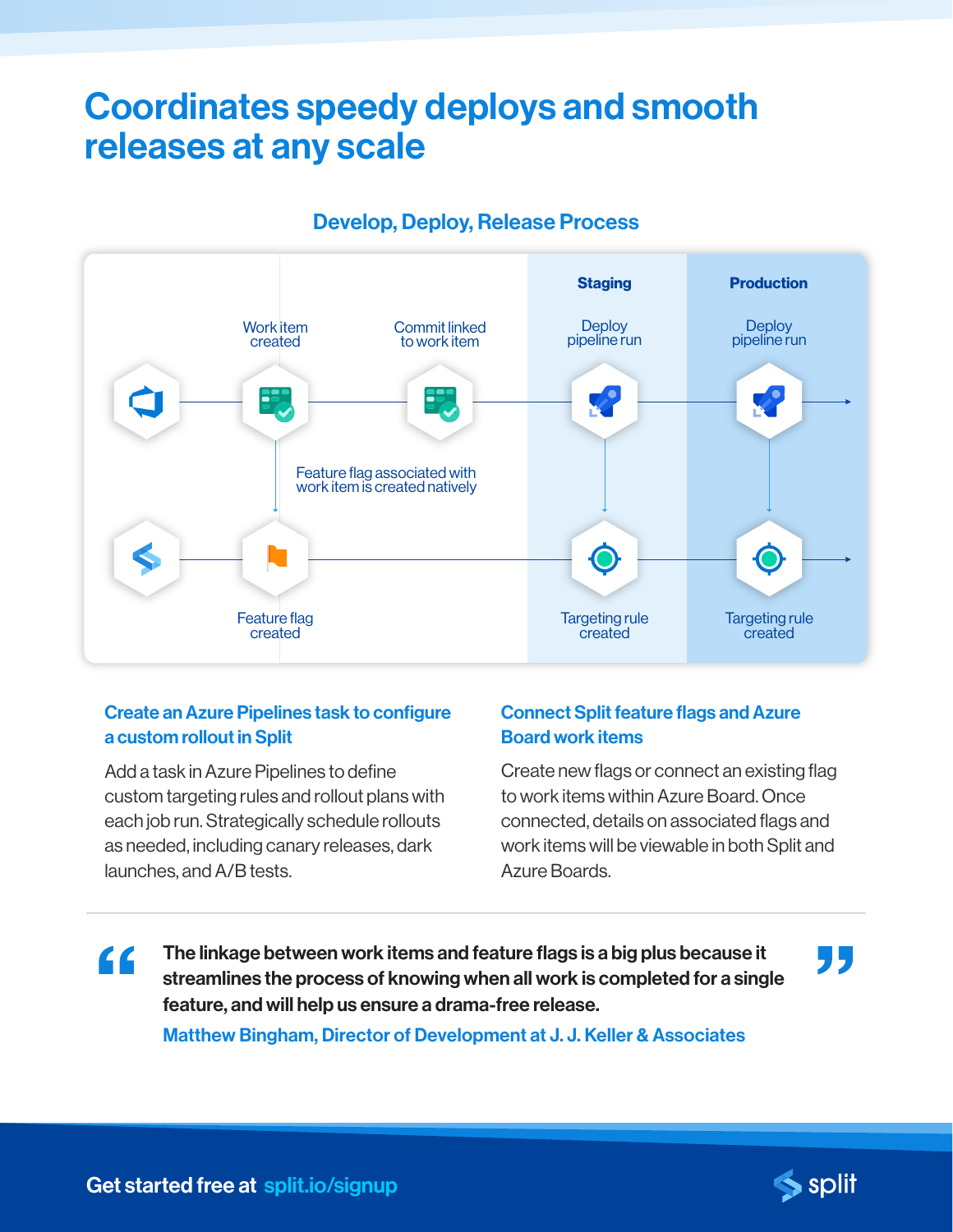# Coordinates speedy deploys and smooth releases at any scale

## Develop, Deploy, Release Process

Staging

Production

Work item created

Commit linked to work item

Deploy pipeline run

Deploy pipeline run

Feature flag associated with work item is created natively

Feature flag created

Targeting rule created

Targeting rule created

### Create an Azure Pipelines task to configure a custom rollout in Split

Add a task in Azure Pipelines to define custom targeting rules and rollout plans with each job run. Strategically schedule rollouts as needed, including canary releases, dark launches, and A/B tests.

### Connect Split feature flags and Azure Board work items

Create new flags or connect an existing flag to work items within Azure Board. Once connected, details on associated flags and work items will be viewable in both Split and Azure Boards.

---

> **The linkage between work items and feature flags is a big plus because it streamlines the process of knowing when all work is completed for a single feature, and will help us ensure a drama-free release.**
>
> Matthew Bingham, Director of Development at J. J. Keller & Associates

**Get started free at split.io/signup**